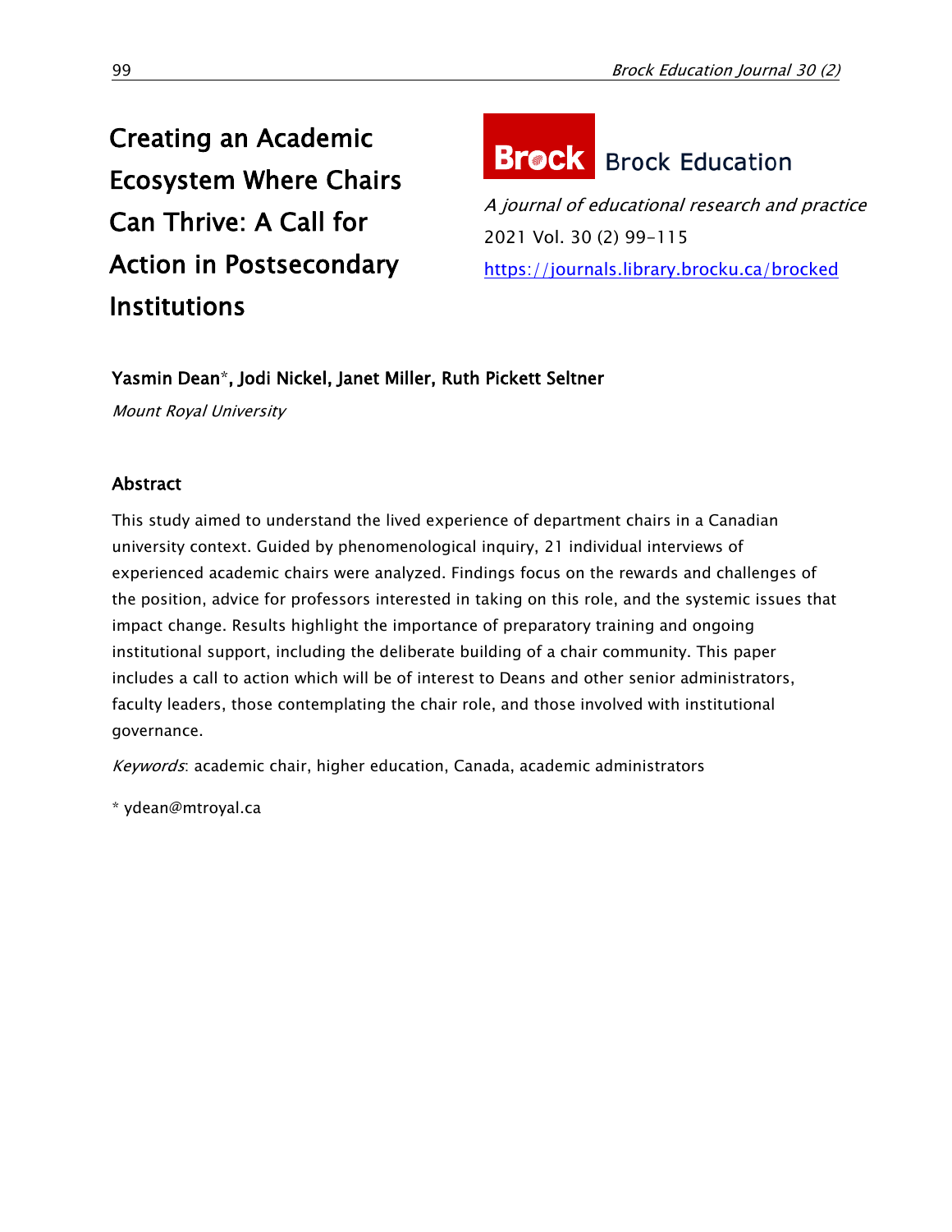# Creating an Academic Ecosystem Where Chairs Can Thrive: A Call for Action in Postsecondary Institutions

Brock Education

*A journal of educational research and practice*

2021 Vol. 30 (2) 99-115

https://journals.library.brocku.ca/brocked

**Yasmin Dean*, Jodi Nickel, Janet Miller, Ruth Pickett Seltner**

*Mount Royal University*

## Abstract

This study aimed to understand the lived experience of department chairs in a Canadian university context. Guided by phenomenological inquiry, 21 individual interviews of experienced academic chairs were analyzed. Findings focus on the rewards and challenges of the position, advice for professors interested in taking on this role, and the systemic issues that impact change. Results highlight the importance of preparatory training and ongoing institutional support, including the deliberate building of a chair community. This paper includes a call to action which will be of interest to Deans and other senior administrators, faculty leaders, those contemplating the chair role, and those involved with institutional governance.

*Keywords*: academic chair, higher education, Canada, academic administrators

* ydean@mtroyal.ca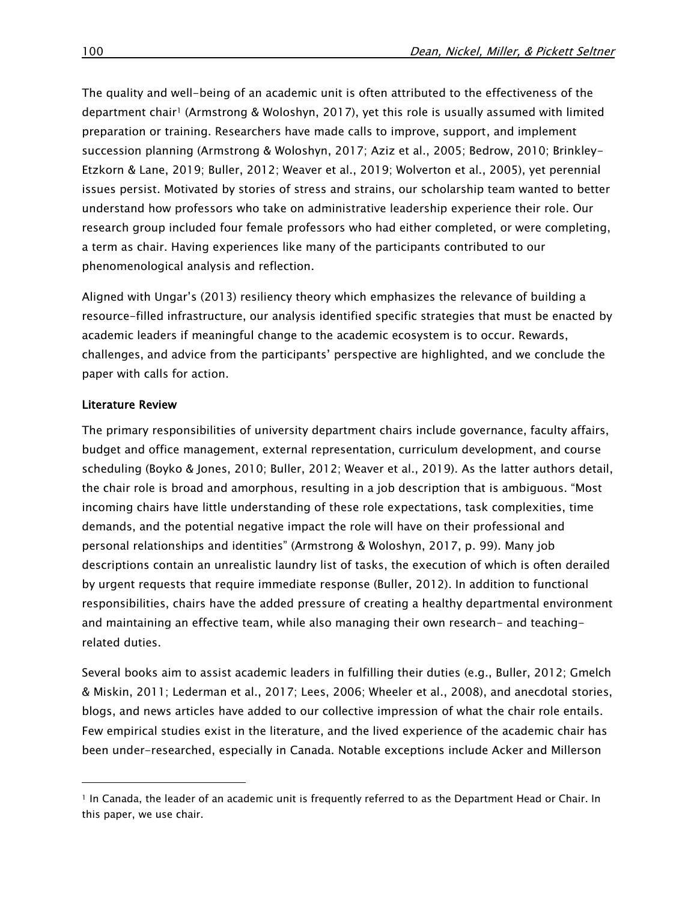The quality and well-being of an academic unit is often attributed to the effectiveness of the department chair[1] (Armstrong & Woloshyn, 2017), yet this role is usually assumed with limited preparation or training. Researchers have made calls to improve, support, and implement succession planning (Armstrong & Woloshyn, 2017; Aziz et al., 2005; Bedrow, 2010; Brinkley-Etzkorn & Lane, 2019; Buller, 2012; Weaver et al., 2019; Wolverton et al., 2005), yet perennial issues persist. Motivated by stories of stress and strains, our scholarship team wanted to better understand how professors who take on administrative leadership experience their role. Our research group included four female professors who had either completed, or were completing, a term as chair. Having experiences like many of the participants contributed to our phenomenological analysis and reflection.

Aligned with Ungar's (2013) resiliency theory which emphasizes the relevance of building a resource-filled infrastructure, our analysis identified specific strategies that must be enacted by academic leaders if meaningful change to the academic ecosystem is to occur. Rewards, challenges, and advice from the participants' perspective are highlighted, and we conclude the paper with calls for action.

## Literature Review

The primary responsibilities of university department chairs include governance, faculty affairs, budget and office management, external representation, curriculum development, and course scheduling (Boyko & Jones, 2010; Buller, 2012; Weaver et al., 2019). As the latter authors detail, the chair role is broad and amorphous, resulting in a job description that is ambiguous. "Most incoming chairs have little understanding of these role expectations, task complexities, time demands, and the potential negative impact the role will have on their professional and personal relationships and identities" (Armstrong & Woloshyn, 2017, p. 99). Many job descriptions contain an unrealistic laundry list of tasks, the execution of which is often derailed by urgent requests that require immediate response (Buller, 2012). In addition to functional responsibilities, chairs have the added pressure of creating a healthy departmental environment and maintaining an effective team, while also managing their own research- and teaching-related duties.

Several books aim to assist academic leaders in fulfilling their duties (e.g., Buller, 2012; Gmelch & Miskin, 2011; Lederman et al., 2017; Lees, 2006; Wheeler et al., 2008), and anecdotal stories, blogs, and news articles have added to our collective impression of what the chair role entails. Few empirical studies exist in the literature, and the lived experience of the academic chair has been under-researched, especially in Canada. Notable exceptions include Acker and Millerson

[1] In Canada, the leader of an academic unit is frequently referred to as the Department Head or Chair. In this paper, we use chair.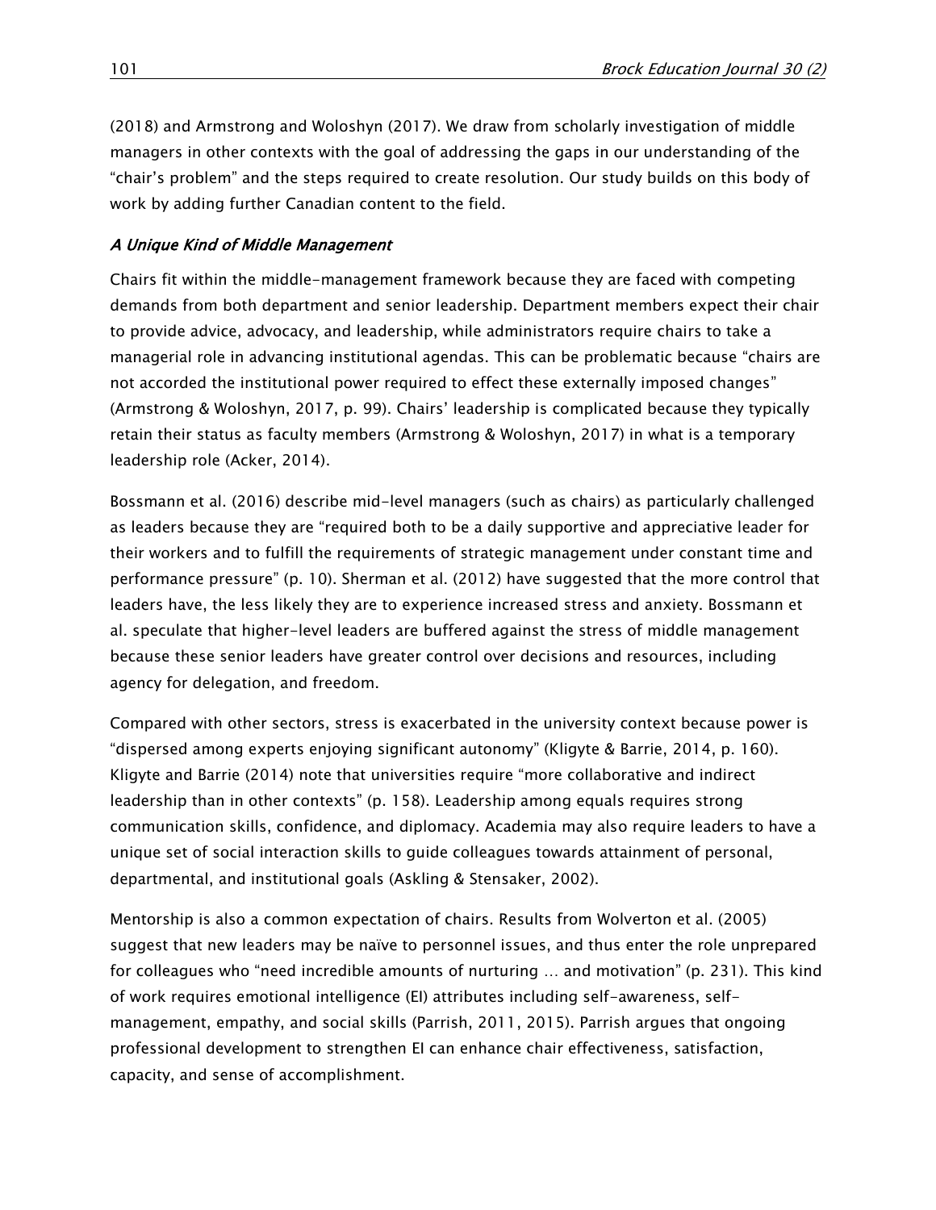(2018) and Armstrong and Woloshyn (2017). We draw from scholarly investigation of middle managers in other contexts with the goal of addressing the gaps in our understanding of the "chair's problem" and the steps required to create resolution. Our study builds on this body of work by adding further Canadian content to the field.

### *A Unique Kind of Middle Management*

Chairs fit within the middle-management framework because they are faced with competing demands from both department and senior leadership. Department members expect their chair to provide advice, advocacy, and leadership, while administrators require chairs to take a managerial role in advancing institutional agendas. This can be problematic because "chairs are not accorded the institutional power required to effect these externally imposed changes" (Armstrong & Woloshyn, 2017, p. 99). Chairs' leadership is complicated because they typically retain their status as faculty members (Armstrong & Woloshyn, 2017) in what is a temporary leadership role (Acker, 2014).

Bossmann et al. (2016) describe mid-level managers (such as chairs) as particularly challenged as leaders because they are "required both to be a daily supportive and appreciative leader for their workers and to fulfill the requirements of strategic management under constant time and performance pressure" (p. 10). Sherman et al. (2012) have suggested that the more control that leaders have, the less likely they are to experience increased stress and anxiety. Bossmann et al. speculate that higher-level leaders are buffered against the stress of middle management because these senior leaders have greater control over decisions and resources, including agency for delegation, and freedom.

Compared with other sectors, stress is exacerbated in the university context because power is "dispersed among experts enjoying significant autonomy" (Kligyte & Barrie, 2014, p. 160). Kligyte and Barrie (2014) note that universities require "more collaborative and indirect leadership than in other contexts" (p. 158). Leadership among equals requires strong communication skills, confidence, and diplomacy. Academia may also require leaders to have a unique set of social interaction skills to guide colleagues towards attainment of personal, departmental, and institutional goals (Askling & Stensaker, 2002).

Mentorship is also a common expectation of chairs. Results from Wolverton et al. (2005) suggest that new leaders may be naïve to personnel issues, and thus enter the role unprepared for colleagues who "need incredible amounts of nurturing … and motivation" (p. 231). This kind of work requires emotional intelligence (EI) attributes including self-awareness, self-management, empathy, and social skills (Parrish, 2011, 2015). Parrish argues that ongoing professional development to strengthen EI can enhance chair effectiveness, satisfaction, capacity, and sense of accomplishment.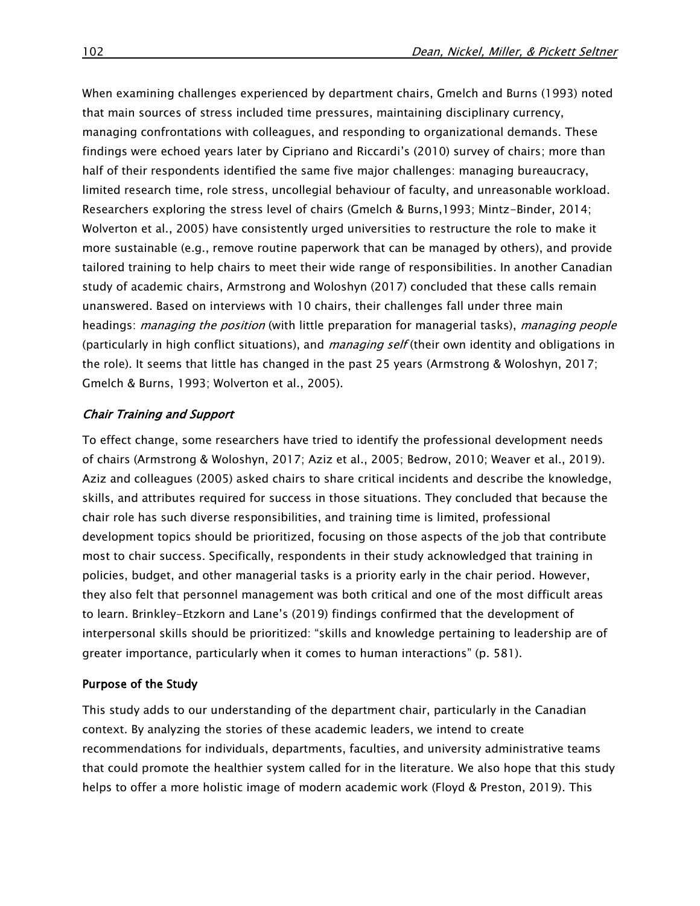When examining challenges experienced by department chairs, Gmelch and Burns (1993) noted that main sources of stress included time pressures, maintaining disciplinary currency, managing confrontations with colleagues, and responding to organizational demands. These findings were echoed years later by Cipriano and Riccardi's (2010) survey of chairs; more than half of their respondents identified the same five major challenges: managing bureaucracy, limited research time, role stress, uncollegial behaviour of faculty, and unreasonable workload. Researchers exploring the stress level of chairs (Gmelch & Burns,1993; Mintz-Binder, 2014; Wolverton et al., 2005) have consistently urged universities to restructure the role to make it more sustainable (e.g., remove routine paperwork that can be managed by others), and provide tailored training to help chairs to meet their wide range of responsibilities. In another Canadian study of academic chairs, Armstrong and Woloshyn (2017) concluded that these calls remain unanswered. Based on interviews with 10 chairs, their challenges fall under three main headings: *managing the position* (with little preparation for managerial tasks), *managing people* (particularly in high conflict situations), and *managing self* (their own identity and obligations in the role). It seems that little has changed in the past 25 years (Armstrong & Woloshyn, 2017; Gmelch & Burns, 1993; Wolverton et al., 2005).

### *Chair Training and Support*

To effect change, some researchers have tried to identify the professional development needs of chairs (Armstrong & Woloshyn, 2017; Aziz et al., 2005; Bedrow, 2010; Weaver et al., 2019). Aziz and colleagues (2005) asked chairs to share critical incidents and describe the knowledge, skills, and attributes required for success in those situations. They concluded that because the chair role has such diverse responsibilities, and training time is limited, professional development topics should be prioritized, focusing on those aspects of the job that contribute most to chair success. Specifically, respondents in their study acknowledged that training in policies, budget, and other managerial tasks is a priority early in the chair period. However, they also felt that personnel management was both critical and one of the most difficult areas to learn. Brinkley-Etzkorn and Lane's (2019) findings confirmed that the development of interpersonal skills should be prioritized: "skills and knowledge pertaining to leadership are of greater importance, particularly when it comes to human interactions" (p. 581).

### **Purpose of the Study**

This study adds to our understanding of the department chair, particularly in the Canadian context. By analyzing the stories of these academic leaders, we intend to create recommendations for individuals, departments, faculties, and university administrative teams that could promote the healthier system called for in the literature. We also hope that this study helps to offer a more holistic image of modern academic work (Floyd & Preston, 2019). This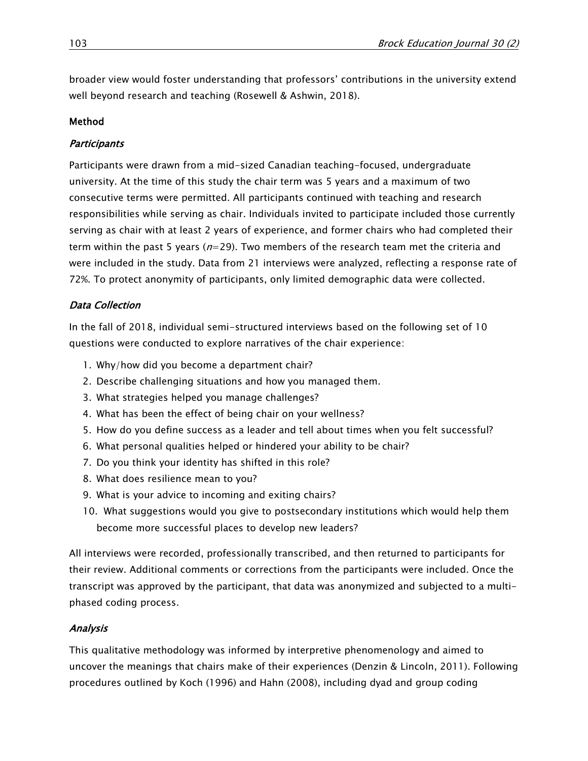broader view would foster understanding that professors' contributions in the university extend well beyond research and teaching (Rosewell & Ashwin, 2018).

## Method

### *Participants*

Participants were drawn from a mid-sized Canadian teaching-focused, undergraduate university. At the time of this study the chair term was 5 years and a maximum of two consecutive terms were permitted. All participants continued with teaching and research responsibilities while serving as chair. Individuals invited to participate included those currently serving as chair with at least 2 years of experience, and former chairs who had completed their term within the past 5 years ($n$=29). Two members of the research team met the criteria and were included in the study. Data from 21 interviews were analyzed, reflecting a response rate of 72%. To protect anonymity of participants, only limited demographic data were collected.

### *Data Collection*

In the fall of 2018, individual semi-structured interviews based on the following set of 10 questions were conducted to explore narratives of the chair experience:

1. Why/how did you become a department chair?
2. Describe challenging situations and how you managed them.
3. What strategies helped you manage challenges?
4. What has been the effect of being chair on your wellness?
5. How do you define success as a leader and tell about times when you felt successful?
6. What personal qualities helped or hindered your ability to be chair?
7. Do you think your identity has shifted in this role?
8. What does resilience mean to you?
9. What is your advice to incoming and exiting chairs?
10. What suggestions would you give to postsecondary institutions which would help them become more successful places to develop new leaders?

All interviews were recorded, professionally transcribed, and then returned to participants for their review. Additional comments or corrections from the participants were included. Once the transcript was approved by the participant, that data was anonymized and subjected to a multi-phased coding process.

### *Analysis*

This qualitative methodology was informed by interpretive phenomenology and aimed to uncover the meanings that chairs make of their experiences (Denzin & Lincoln, 2011). Following procedures outlined by Koch (1996) and Hahn (2008), including dyad and group coding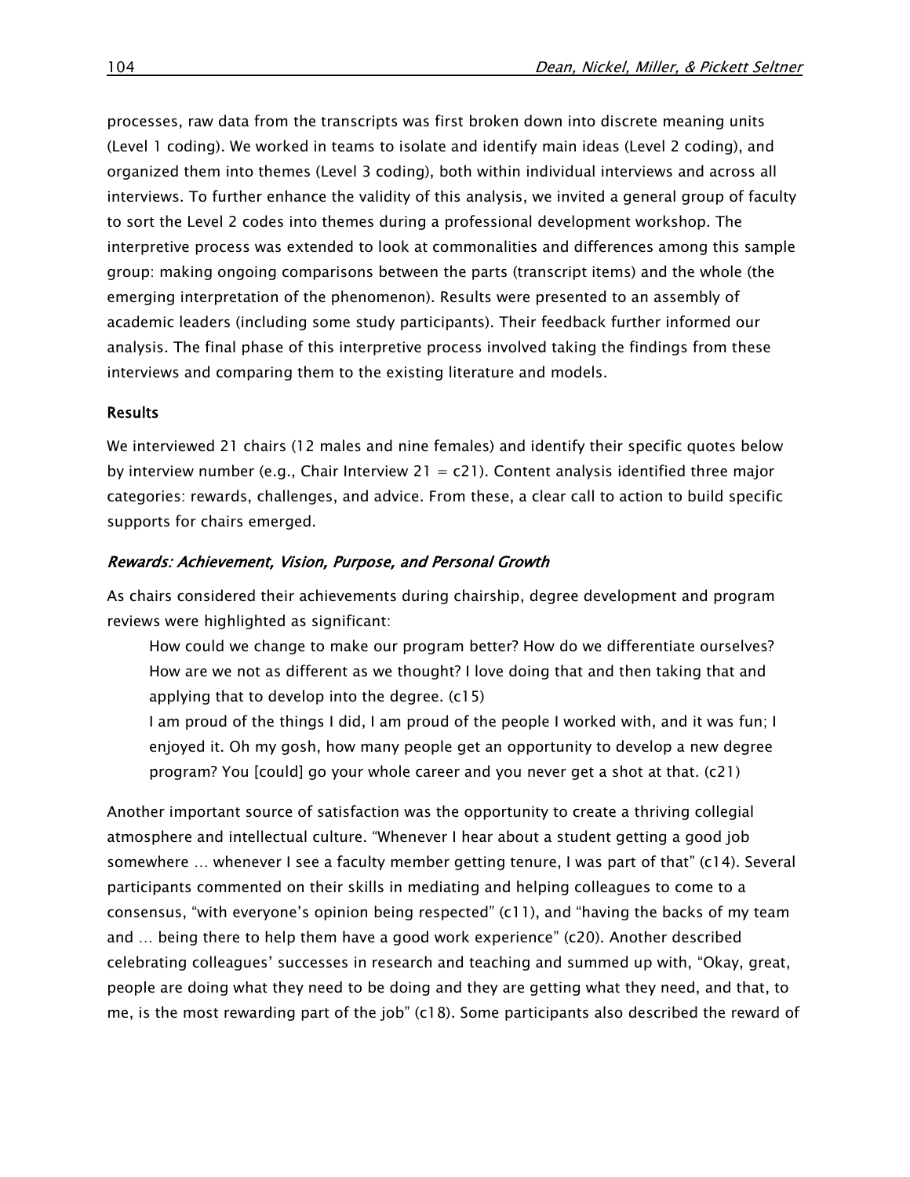processes, raw data from the transcripts was first broken down into discrete meaning units (Level 1 coding). We worked in teams to isolate and identify main ideas (Level 2 coding), and organized them into themes (Level 3 coding), both within individual interviews and across all interviews. To further enhance the validity of this analysis, we invited a general group of faculty to sort the Level 2 codes into themes during a professional development workshop. The interpretive process was extended to look at commonalities and differences among this sample group: making ongoing comparisons between the parts (transcript items) and the whole (the emerging interpretation of the phenomenon). Results were presented to an assembly of academic leaders (including some study participants). Their feedback further informed our analysis. The final phase of this interpretive process involved taking the findings from these interviews and comparing them to the existing literature and models.

## Results

We interviewed 21 chairs (12 males and nine females) and identify their specific quotes below by interview number (e.g., Chair Interview 21 = c21). Content analysis identified three major categories: rewards, challenges, and advice. From these, a clear call to action to build specific supports for chairs emerged.

### *Rewards: Achievement, Vision, Purpose, and Personal Growth*

As chairs considered their achievements during chairship, degree development and program reviews were highlighted as significant:

> How could we change to make our program better? How do we differentiate ourselves? How are we not as different as we thought? I love doing that and then taking that and applying that to develop into the degree. (c15)
>
> I am proud of the things I did, I am proud of the people I worked with, and it was fun; I enjoyed it. Oh my gosh, how many people get an opportunity to develop a new degree program? You [could] go your whole career and you never get a shot at that. (c21)

Another important source of satisfaction was the opportunity to create a thriving collegial atmosphere and intellectual culture. "Whenever I hear about a student getting a good job somewhere … whenever I see a faculty member getting tenure, I was part of that" (c14). Several participants commented on their skills in mediating and helping colleagues to come to a consensus, "with everyone's opinion being respected" (c11), and "having the backs of my team and … being there to help them have a good work experience" (c20). Another described celebrating colleagues' successes in research and teaching and summed up with, "Okay, great, people are doing what they need to be doing and they are getting what they need, and that, to me, is the most rewarding part of the job" (c18). Some participants also described the reward of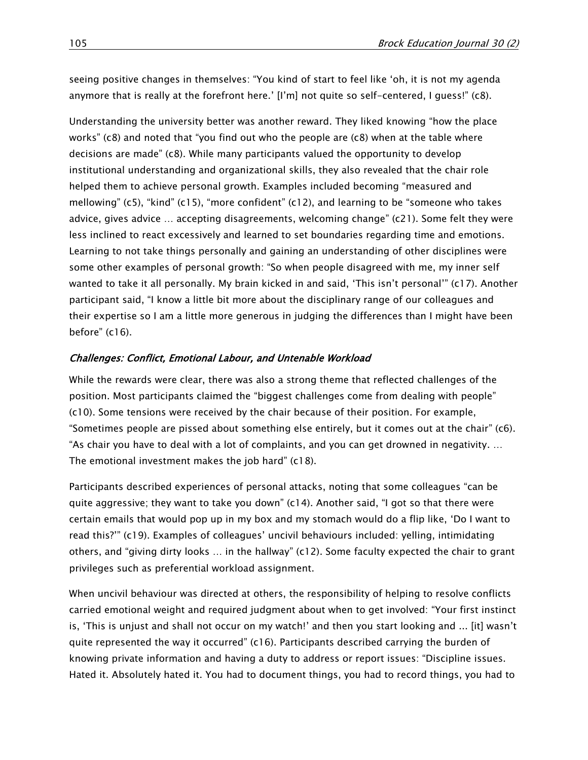seeing positive changes in themselves: "You kind of start to feel like 'oh, it is not my agenda anymore that is really at the forefront here.' [I'm] not quite so self-centered, I guess!" (c8).

Understanding the university better was another reward. They liked knowing "how the place works" (c8) and noted that "you find out who the people are (c8) when at the table where decisions are made" (c8). While many participants valued the opportunity to develop institutional understanding and organizational skills, they also revealed that the chair role helped them to achieve personal growth. Examples included becoming "measured and mellowing" (c5), "kind" (c15), "more confident" (c12), and learning to be "someone who takes advice, gives advice … accepting disagreements, welcoming change" (c21). Some felt they were less inclined to react excessively and learned to set boundaries regarding time and emotions. Learning to not take things personally and gaining an understanding of other disciplines were some other examples of personal growth: "So when people disagreed with me, my inner self wanted to take it all personally. My brain kicked in and said, 'This isn't personal'" (c17). Another participant said, "I know a little bit more about the disciplinary range of our colleagues and their expertise so I am a little more generous in judging the differences than I might have been before" (c16).

### *Challenges: Conflict, Emotional Labour, and Untenable Workload*

While the rewards were clear, there was also a strong theme that reflected challenges of the position. Most participants claimed the "biggest challenges come from dealing with people" (c10). Some tensions were received by the chair because of their position. For example, "Sometimes people are pissed about something else entirely, but it comes out at the chair" (c6). "As chair you have to deal with a lot of complaints, and you can get drowned in negativity. … The emotional investment makes the job hard" (c18).

Participants described experiences of personal attacks, noting that some colleagues "can be quite aggressive; they want to take you down" (c14). Another said, "I got so that there were certain emails that would pop up in my box and my stomach would do a flip like, 'Do I want to read this?'" (c19). Examples of colleagues' uncivil behaviours included: yelling, intimidating others, and "giving dirty looks … in the hallway" (c12). Some faculty expected the chair to grant privileges such as preferential workload assignment.

When uncivil behaviour was directed at others, the responsibility of helping to resolve conflicts carried emotional weight and required judgment about when to get involved: "Your first instinct is, 'This is unjust and shall not occur on my watch!' and then you start looking and ... [it] wasn't quite represented the way it occurred" (c16). Participants described carrying the burden of knowing private information and having a duty to address or report issues: "Discipline issues. Hated it. Absolutely hated it. You had to document things, you had to record things, you had to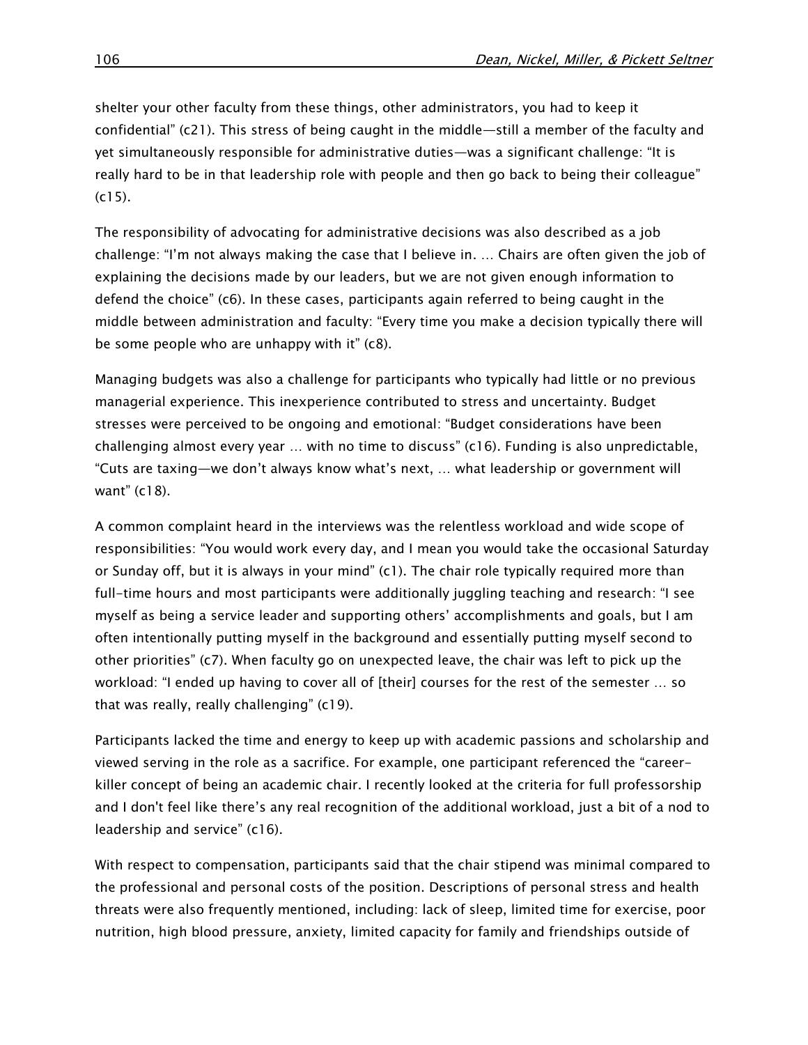shelter your other faculty from these things, other administrators, you had to keep it confidential" (c21). This stress of being caught in the middle—still a member of the faculty and yet simultaneously responsible for administrative duties—was a significant challenge: "It is really hard to be in that leadership role with people and then go back to being their colleague" (c15).

The responsibility of advocating for administrative decisions was also described as a job challenge: "I'm not always making the case that I believe in. … Chairs are often given the job of explaining the decisions made by our leaders, but we are not given enough information to defend the choice" (c6). In these cases, participants again referred to being caught in the middle between administration and faculty: "Every time you make a decision typically there will be some people who are unhappy with it" (c8).

Managing budgets was also a challenge for participants who typically had little or no previous managerial experience. This inexperience contributed to stress and uncertainty. Budget stresses were perceived to be ongoing and emotional: "Budget considerations have been challenging almost every year … with no time to discuss" (c16). Funding is also unpredictable, "Cuts are taxing—we don't always know what's next, … what leadership or government will want" (c18).

A common complaint heard in the interviews was the relentless workload and wide scope of responsibilities: "You would work every day, and I mean you would take the occasional Saturday or Sunday off, but it is always in your mind" (c1). The chair role typically required more than full-time hours and most participants were additionally juggling teaching and research: "I see myself as being a service leader and supporting others' accomplishments and goals, but I am often intentionally putting myself in the background and essentially putting myself second to other priorities" (c7). When faculty go on unexpected leave, the chair was left to pick up the workload: "I ended up having to cover all of [their] courses for the rest of the semester … so that was really, really challenging" (c19).

Participants lacked the time and energy to keep up with academic passions and scholarship and viewed serving in the role as a sacrifice. For example, one participant referenced the "career-killer concept of being an academic chair. I recently looked at the criteria for full professorship and I don't feel like there's any real recognition of the additional workload, just a bit of a nod to leadership and service" (c16).

With respect to compensation, participants said that the chair stipend was minimal compared to the professional and personal costs of the position. Descriptions of personal stress and health threats were also frequently mentioned, including: lack of sleep, limited time for exercise, poor nutrition, high blood pressure, anxiety, limited capacity for family and friendships outside of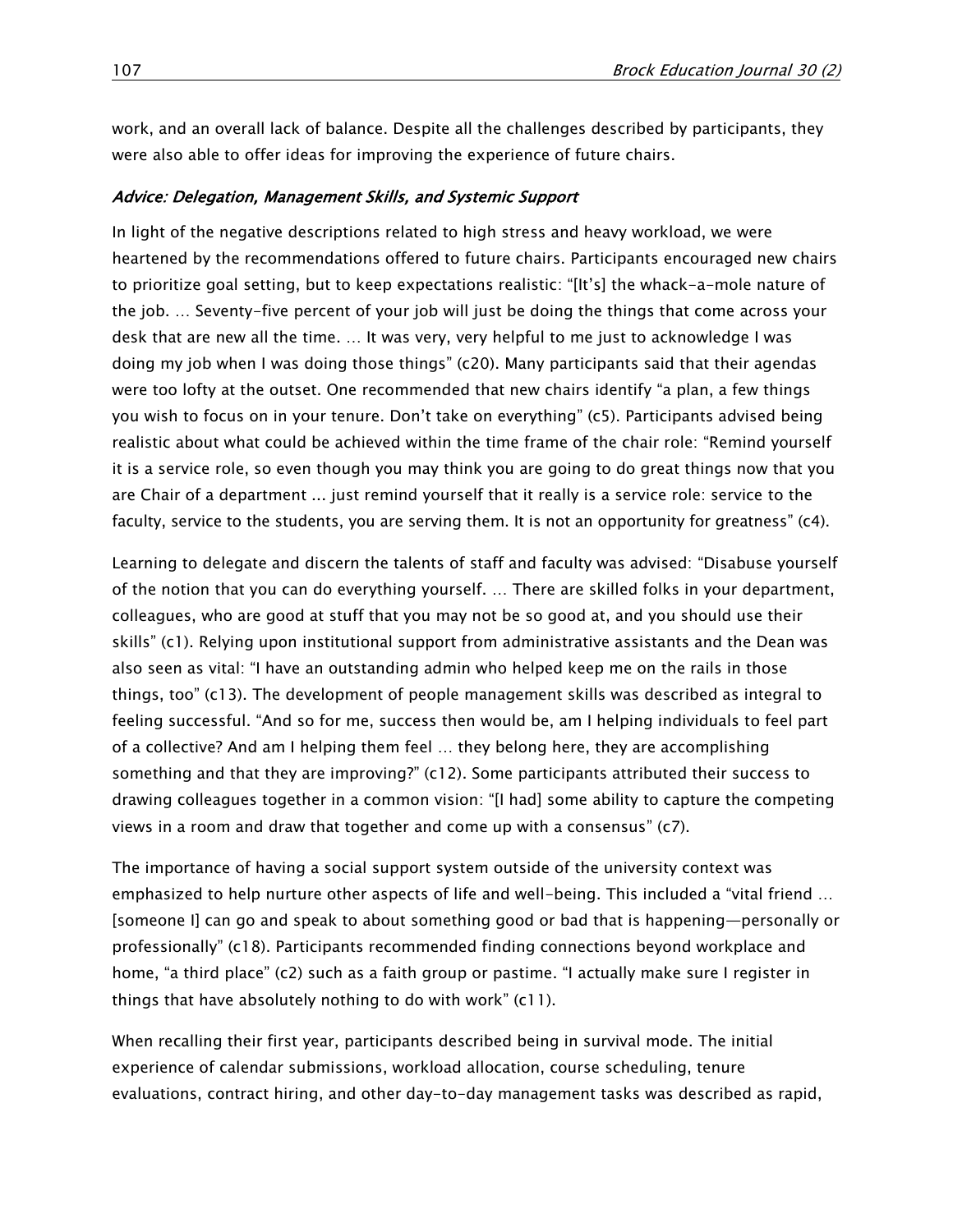work, and an overall lack of balance. Despite all the challenges described by participants, they were also able to offer ideas for improving the experience of future chairs.

### *Advice: Delegation, Management Skills, and Systemic Support*

In light of the negative descriptions related to high stress and heavy workload, we were heartened by the recommendations offered to future chairs. Participants encouraged new chairs to prioritize goal setting, but to keep expectations realistic: "[It's] the whack-a-mole nature of the job. … Seventy-five percent of your job will just be doing the things that come across your desk that are new all the time. … It was very, very helpful to me just to acknowledge I was doing my job when I was doing those things" (c20). Many participants said that their agendas were too lofty at the outset. One recommended that new chairs identify "a plan, a few things you wish to focus on in your tenure. Don't take on everything" (c5). Participants advised being realistic about what could be achieved within the time frame of the chair role: "Remind yourself it is a service role, so even though you may think you are going to do great things now that you are Chair of a department ... just remind yourself that it really is a service role: service to the faculty, service to the students, you are serving them. It is not an opportunity for greatness" (c4).

Learning to delegate and discern the talents of staff and faculty was advised: "Disabuse yourself of the notion that you can do everything yourself. … There are skilled folks in your department, colleagues, who are good at stuff that you may not be so good at, and you should use their skills" (c1). Relying upon institutional support from administrative assistants and the Dean was also seen as vital: "I have an outstanding admin who helped keep me on the rails in those things, too" (c13). The development of people management skills was described as integral to feeling successful. "And so for me, success then would be, am I helping individuals to feel part of a collective? And am I helping them feel … they belong here, they are accomplishing something and that they are improving?" (c12). Some participants attributed their success to drawing colleagues together in a common vision: "[I had] some ability to capture the competing views in a room and draw that together and come up with a consensus" (c7).

The importance of having a social support system outside of the university context was emphasized to help nurture other aspects of life and well-being. This included a "vital friend … [someone I] can go and speak to about something good or bad that is happening—personally or professionally" (c18). Participants recommended finding connections beyond workplace and home, "a third place" (c2) such as a faith group or pastime. "I actually make sure I register in things that have absolutely nothing to do with work" (c11).

When recalling their first year, participants described being in survival mode. The initial experience of calendar submissions, workload allocation, course scheduling, tenure evaluations, contract hiring, and other day-to-day management tasks was described as rapid,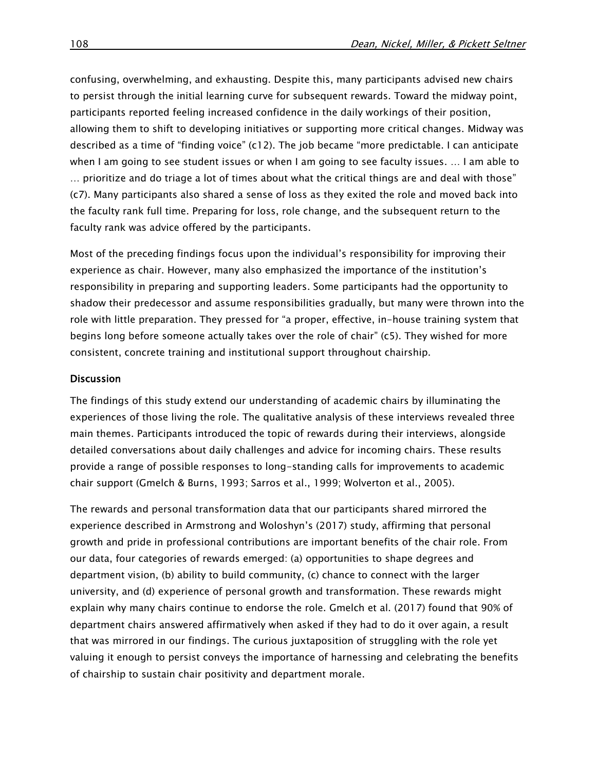confusing, overwhelming, and exhausting. Despite this, many participants advised new chairs to persist through the initial learning curve for subsequent rewards. Toward the midway point, participants reported feeling increased confidence in the daily workings of their position, allowing them to shift to developing initiatives or supporting more critical changes. Midway was described as a time of "finding voice" (c12). The job became "more predictable. I can anticipate when I am going to see student issues or when I am going to see faculty issues. … I am able to … prioritize and do triage a lot of times about what the critical things are and deal with those" (c7). Many participants also shared a sense of loss as they exited the role and moved back into the faculty rank full time. Preparing for loss, role change, and the subsequent return to the faculty rank was advice offered by the participants.

Most of the preceding findings focus upon the individual's responsibility for improving their experience as chair. However, many also emphasized the importance of the institution's responsibility in preparing and supporting leaders. Some participants had the opportunity to shadow their predecessor and assume responsibilities gradually, but many were thrown into the role with little preparation. They pressed for "a proper, effective, in-house training system that begins long before someone actually takes over the role of chair" (c5). They wished for more consistent, concrete training and institutional support throughout chairship.

## Discussion

The findings of this study extend our understanding of academic chairs by illuminating the experiences of those living the role. The qualitative analysis of these interviews revealed three main themes. Participants introduced the topic of rewards during their interviews, alongside detailed conversations about daily challenges and advice for incoming chairs. These results provide a range of possible responses to long-standing calls for improvements to academic chair support (Gmelch & Burns, 1993; Sarros et al., 1999; Wolverton et al., 2005).

The rewards and personal transformation data that our participants shared mirrored the experience described in Armstrong and Woloshyn's (2017) study, affirming that personal growth and pride in professional contributions are important benefits of the chair role. From our data, four categories of rewards emerged: (a) opportunities to shape degrees and department vision, (b) ability to build community, (c) chance to connect with the larger university, and (d) experience of personal growth and transformation. These rewards might explain why many chairs continue to endorse the role. Gmelch et al. (2017) found that 90% of department chairs answered affirmatively when asked if they had to do it over again, a result that was mirrored in our findings. The curious juxtaposition of struggling with the role yet valuing it enough to persist conveys the importance of harnessing and celebrating the benefits of chairship to sustain chair positivity and department morale.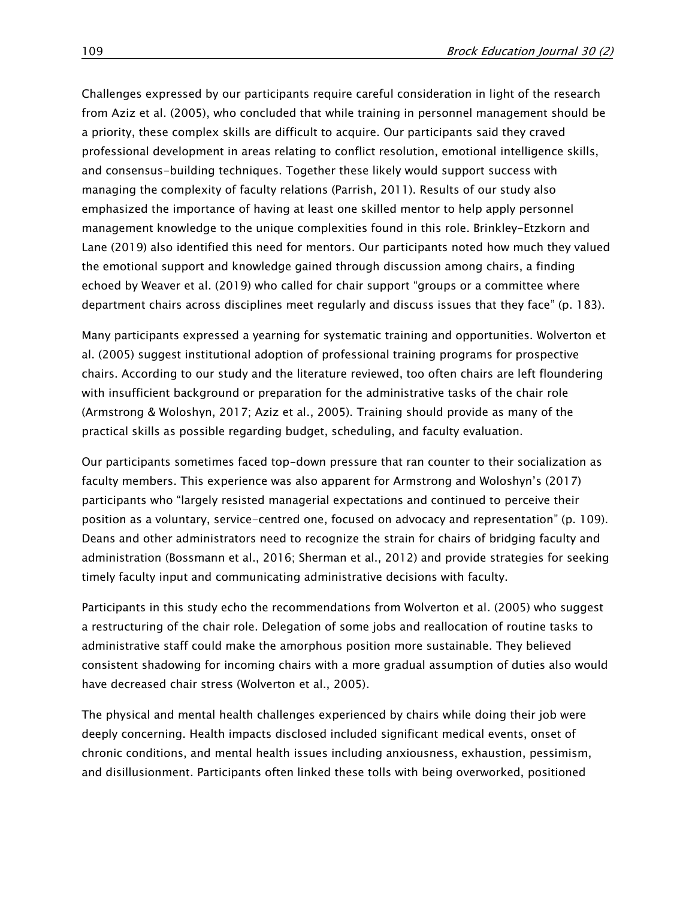Challenges expressed by our participants require careful consideration in light of the research from Aziz et al. (2005), who concluded that while training in personnel management should be a priority, these complex skills are difficult to acquire. Our participants said they craved professional development in areas relating to conflict resolution, emotional intelligence skills, and consensus-building techniques. Together these likely would support success with managing the complexity of faculty relations (Parrish, 2011). Results of our study also emphasized the importance of having at least one skilled mentor to help apply personnel management knowledge to the unique complexities found in this role. Brinkley-Etzkorn and Lane (2019) also identified this need for mentors. Our participants noted how much they valued the emotional support and knowledge gained through discussion among chairs, a finding echoed by Weaver et al. (2019) who called for chair support "groups or a committee where department chairs across disciplines meet regularly and discuss issues that they face" (p. 183).

Many participants expressed a yearning for systematic training and opportunities. Wolverton et al. (2005) suggest institutional adoption of professional training programs for prospective chairs. According to our study and the literature reviewed, too often chairs are left floundering with insufficient background or preparation for the administrative tasks of the chair role (Armstrong & Woloshyn, 2017; Aziz et al., 2005). Training should provide as many of the practical skills as possible regarding budget, scheduling, and faculty evaluation.

Our participants sometimes faced top-down pressure that ran counter to their socialization as faculty members. This experience was also apparent for Armstrong and Woloshyn's (2017) participants who "largely resisted managerial expectations and continued to perceive their position as a voluntary, service-centred one, focused on advocacy and representation" (p. 109). Deans and other administrators need to recognize the strain for chairs of bridging faculty and administration (Bossmann et al., 2016; Sherman et al., 2012) and provide strategies for seeking timely faculty input and communicating administrative decisions with faculty.

Participants in this study echo the recommendations from Wolverton et al. (2005) who suggest a restructuring of the chair role. Delegation of some jobs and reallocation of routine tasks to administrative staff could make the amorphous position more sustainable. They believed consistent shadowing for incoming chairs with a more gradual assumption of duties also would have decreased chair stress (Wolverton et al., 2005).

The physical and mental health challenges experienced by chairs while doing their job were deeply concerning. Health impacts disclosed included significant medical events, onset of chronic conditions, and mental health issues including anxiousness, exhaustion, pessimism, and disillusionment. Participants often linked these tolls with being overworked, positioned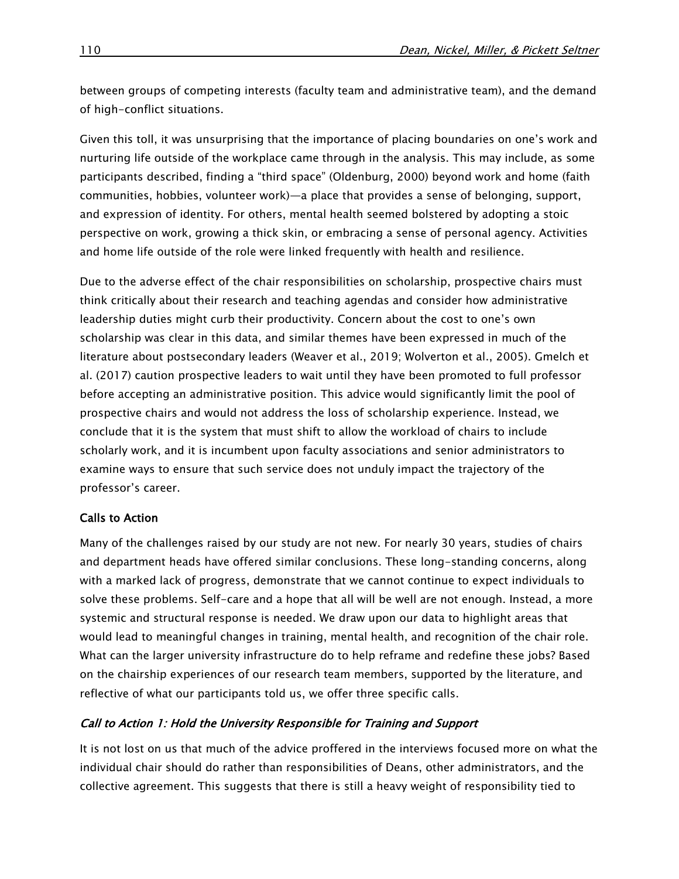between groups of competing interests (faculty team and administrative team), and the demand of high-conflict situations.

Given this toll, it was unsurprising that the importance of placing boundaries on one's work and nurturing life outside of the workplace came through in the analysis. This may include, as some participants described, finding a "third space" (Oldenburg, 2000) beyond work and home (faith communities, hobbies, volunteer work)—a place that provides a sense of belonging, support, and expression of identity. For others, mental health seemed bolstered by adopting a stoic perspective on work, growing a thick skin, or embracing a sense of personal agency. Activities and home life outside of the role were linked frequently with health and resilience.

Due to the adverse effect of the chair responsibilities on scholarship, prospective chairs must think critically about their research and teaching agendas and consider how administrative leadership duties might curb their productivity. Concern about the cost to one's own scholarship was clear in this data, and similar themes have been expressed in much of the literature about postsecondary leaders (Weaver et al., 2019; Wolverton et al., 2005). Gmelch et al. (2017) caution prospective leaders to wait until they have been promoted to full professor before accepting an administrative position. This advice would significantly limit the pool of prospective chairs and would not address the loss of scholarship experience. Instead, we conclude that it is the system that must shift to allow the workload of chairs to include scholarly work, and it is incumbent upon faculty associations and senior administrators to examine ways to ensure that such service does not unduly impact the trajectory of the professor's career.

### Calls to Action

Many of the challenges raised by our study are not new. For nearly 30 years, studies of chairs and department heads have offered similar conclusions. These long-standing concerns, along with a marked lack of progress, demonstrate that we cannot continue to expect individuals to solve these problems. Self-care and a hope that all will be well are not enough. Instead, a more systemic and structural response is needed. We draw upon our data to highlight areas that would lead to meaningful changes in training, mental health, and recognition of the chair role. What can the larger university infrastructure do to help reframe and redefine these jobs? Based on the chairship experiences of our research team members, supported by the literature, and reflective of what our participants told us, we offer three specific calls.

#### *Call to Action 1: Hold the University Responsible for Training and Support*

It is not lost on us that much of the advice proffered in the interviews focused more on what the individual chair should do rather than responsibilities of Deans, other administrators, and the collective agreement. This suggests that there is still a heavy weight of responsibility tied to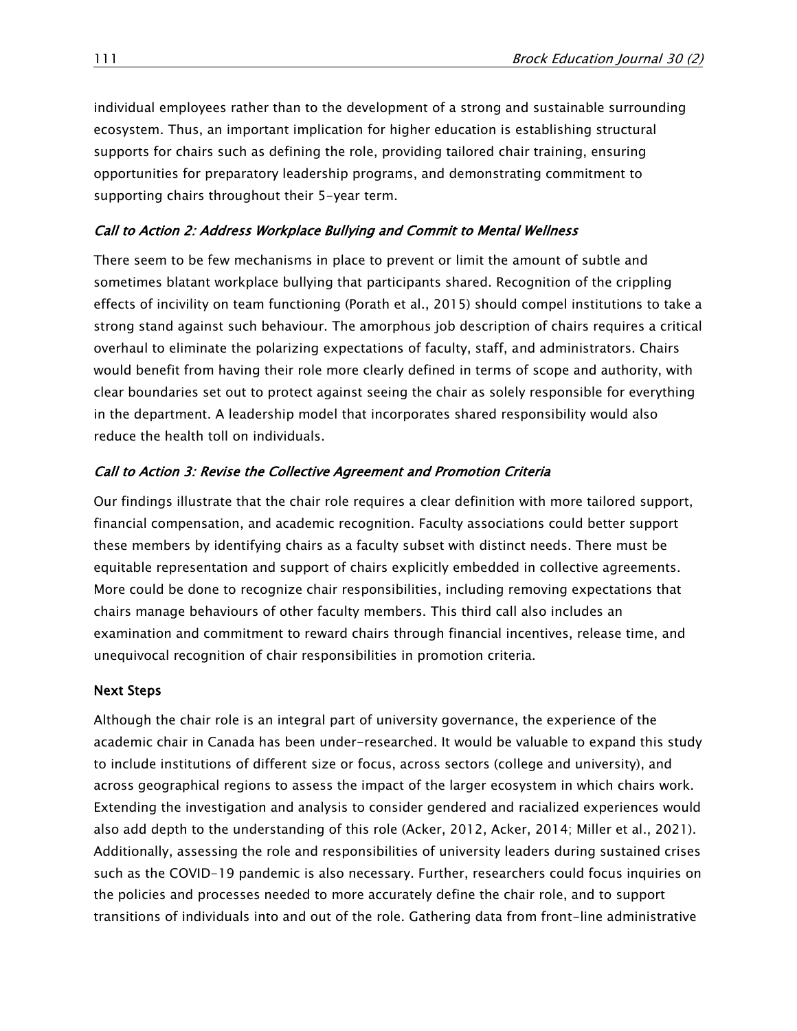individual employees rather than to the development of a strong and sustainable surrounding ecosystem. Thus, an important implication for higher education is establishing structural supports for chairs such as defining the role, providing tailored chair training, ensuring opportunities for preparatory leadership programs, and demonstrating commitment to supporting chairs throughout their 5-year term.

### *Call to Action 2: Address Workplace Bullying and Commit to Mental Wellness*

There seem to be few mechanisms in place to prevent or limit the amount of subtle and sometimes blatant workplace bullying that participants shared. Recognition of the crippling effects of incivility on team functioning (Porath et al., 2015) should compel institutions to take a strong stand against such behaviour. The amorphous job description of chairs requires a critical overhaul to eliminate the polarizing expectations of faculty, staff, and administrators. Chairs would benefit from having their role more clearly defined in terms of scope and authority, with clear boundaries set out to protect against seeing the chair as solely responsible for everything in the department. A leadership model that incorporates shared responsibility would also reduce the health toll on individuals.

### *Call to Action 3: Revise the Collective Agreement and Promotion Criteria*

Our findings illustrate that the chair role requires a clear definition with more tailored support, financial compensation, and academic recognition. Faculty associations could better support these members by identifying chairs as a faculty subset with distinct needs. There must be equitable representation and support of chairs explicitly embedded in collective agreements. More could be done to recognize chair responsibilities, including removing expectations that chairs manage behaviours of other faculty members. This third call also includes an examination and commitment to reward chairs through financial incentives, release time, and unequivocal recognition of chair responsibilities in promotion criteria.

## Next Steps

Although the chair role is an integral part of university governance, the experience of the academic chair in Canada has been under-researched. It would be valuable to expand this study to include institutions of different size or focus, across sectors (college and university), and across geographical regions to assess the impact of the larger ecosystem in which chairs work. Extending the investigation and analysis to consider gendered and racialized experiences would also add depth to the understanding of this role (Acker, 2012, Acker, 2014; Miller et al., 2021). Additionally, assessing the role and responsibilities of university leaders during sustained crises such as the COVID-19 pandemic is also necessary. Further, researchers could focus inquiries on the policies and processes needed to more accurately define the chair role, and to support transitions of individuals into and out of the role. Gathering data from front-line administrative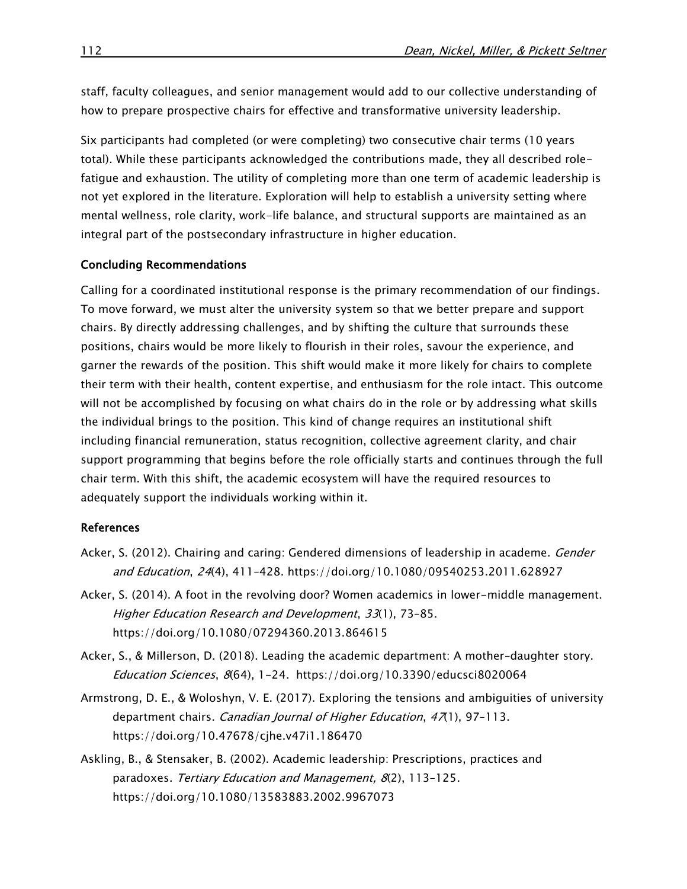staff, faculty colleagues, and senior management would add to our collective understanding of how to prepare prospective chairs for effective and transformative university leadership.

Six participants had completed (or were completing) two consecutive chair terms (10 years total). While these participants acknowledged the contributions made, they all described role-fatigue and exhaustion. The utility of completing more than one term of academic leadership is not yet explored in the literature. Exploration will help to establish a university setting where mental wellness, role clarity, work-life balance, and structural supports are maintained as an integral part of the postsecondary infrastructure in higher education.

### Concluding Recommendations

Calling for a coordinated institutional response is the primary recommendation of our findings. To move forward, we must alter the university system so that we better prepare and support chairs. By directly addressing challenges, and by shifting the culture that surrounds these positions, chairs would be more likely to flourish in their roles, savour the experience, and garner the rewards of the position. This shift would make it more likely for chairs to complete their term with their health, content expertise, and enthusiasm for the role intact. This outcome will not be accomplished by focusing on what chairs do in the role or by addressing what skills the individual brings to the position. This kind of change requires an institutional shift including financial remuneration, status recognition, collective agreement clarity, and chair support programming that begins before the role officially starts and continues through the full chair term. With this shift, the academic ecosystem will have the required resources to adequately support the individuals working within it.

### References

Acker, S. (2012). Chairing and caring: Gendered dimensions of leadership in academe. *Gender and Education*, *24*(4), 411–428. https://doi.org/10.1080/09540253.2011.628927

Acker, S. (2014). A foot in the revolving door? Women academics in lower-middle management. *Higher Education Research and Development*, *33*(1), 73–85. https://doi.org/10.1080/07294360.2013.864615

Acker, S., & Millerson, D. (2018). Leading the academic department: A mother-daughter story. *Education Sciences*, *8*(64), 1–24. https://doi.org/10.3390/educsci8020064

Armstrong, D. E., & Woloshyn, V. E. (2017). Exploring the tensions and ambiguities of university department chairs. *Canadian Journal of Higher Education*, *47*(1), 97–113. https://doi.org/10.47678/cjhe.v47i1.186470

Askling, B., & Stensaker, B. (2002). Academic leadership: Prescriptions, practices and paradoxes. *Tertiary Education and Management, 8*(2), 113–125. https://doi.org/10.1080/13583883.2002.9967073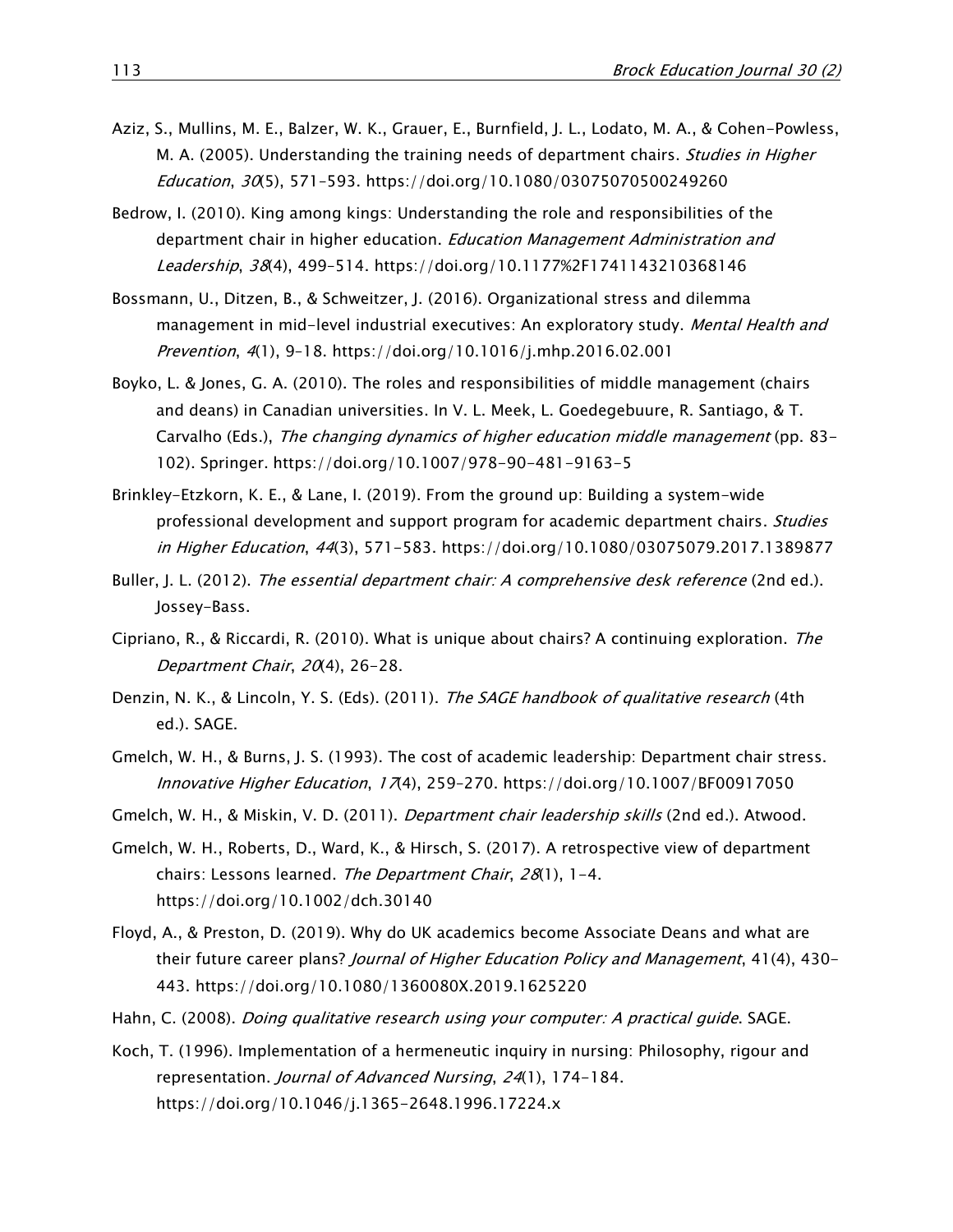Aziz, S., Mullins, M. E., Balzer, W. K., Grauer, E., Burnfield, J. L., Lodato, M. A., & Cohen-Powless, M. A. (2005). Understanding the training needs of department chairs. *Studies in Higher Education*, *30*(5), 571–593. https://doi.org/10.1080/03075070500249260

Bedrow, I. (2010). King among kings: Understanding the role and responsibilities of the department chair in higher education. *Education Management Administration and Leadership*, *38*(4), 499–514. https://doi.org/10.1177%2F1741143210368146

Bossmann, U., Ditzen, B., & Schweitzer, J. (2016). Organizational stress and dilemma management in mid-level industrial executives: An exploratory study. *Mental Health and Prevention*, *4*(1), 9–18. https://doi.org/10.1016/j.mhp.2016.02.001

Boyko, L. & Jones, G. A. (2010). The roles and responsibilities of middle management (chairs and deans) in Canadian universities. In V. L. Meek, L. Goedegebuure, R. Santiago, & T. Carvalho (Eds.), *The changing dynamics of higher education middle management* (pp. 83-102). Springer. https://doi.org/10.1007/978-90-481-9163-5

Brinkley-Etzkorn, K. E., & Lane, I. (2019). From the ground up: Building a system-wide professional development and support program for academic department chairs. *Studies in Higher Education*, *44*(3), 571-583. https://doi.org/10.1080/03075079.2017.1389877

Buller, J. L. (2012). *The essential department chair: A comprehensive desk reference* (2nd ed.). Jossey-Bass.

Cipriano, R., & Riccardi, R. (2010). What is unique about chairs? A continuing exploration. *The Department Chair*, *20*(4), 26-28.

Denzin, N. K., & Lincoln, Y. S. (Eds). (2011). *The SAGE handbook of qualitative research* (4th ed.). SAGE.

Gmelch, W. H., & Burns, J. S. (1993). The cost of academic leadership: Department chair stress. *Innovative Higher Education*, *17*(4), 259–270. https://doi.org/10.1007/BF00917050

Gmelch, W. H., & Miskin, V. D. (2011). *Department chair leadership skills* (2nd ed.). Atwood.

Gmelch, W. H., Roberts, D., Ward, K., & Hirsch, S. (2017). A retrospective view of department chairs: Lessons learned. *The Department Chair*, *28*(1), 1-4. https://doi.org/10.1002/dch.30140

Floyd, A., & Preston, D. (2019). Why do UK academics become Associate Deans and what are their future career plans? *Journal of Higher Education Policy and Management*, 41(4), 430-443. https://doi.org/10.1080/1360080X.2019.1625220

Hahn, C. (2008). *Doing qualitative research using your computer: A practical guide*. SAGE.

Koch, T. (1996). Implementation of a hermeneutic inquiry in nursing: Philosophy, rigour and representation. *Journal of Advanced Nursing*, *24*(1), 174–184. https://doi.org/10.1046/j.1365-2648.1996.17224.x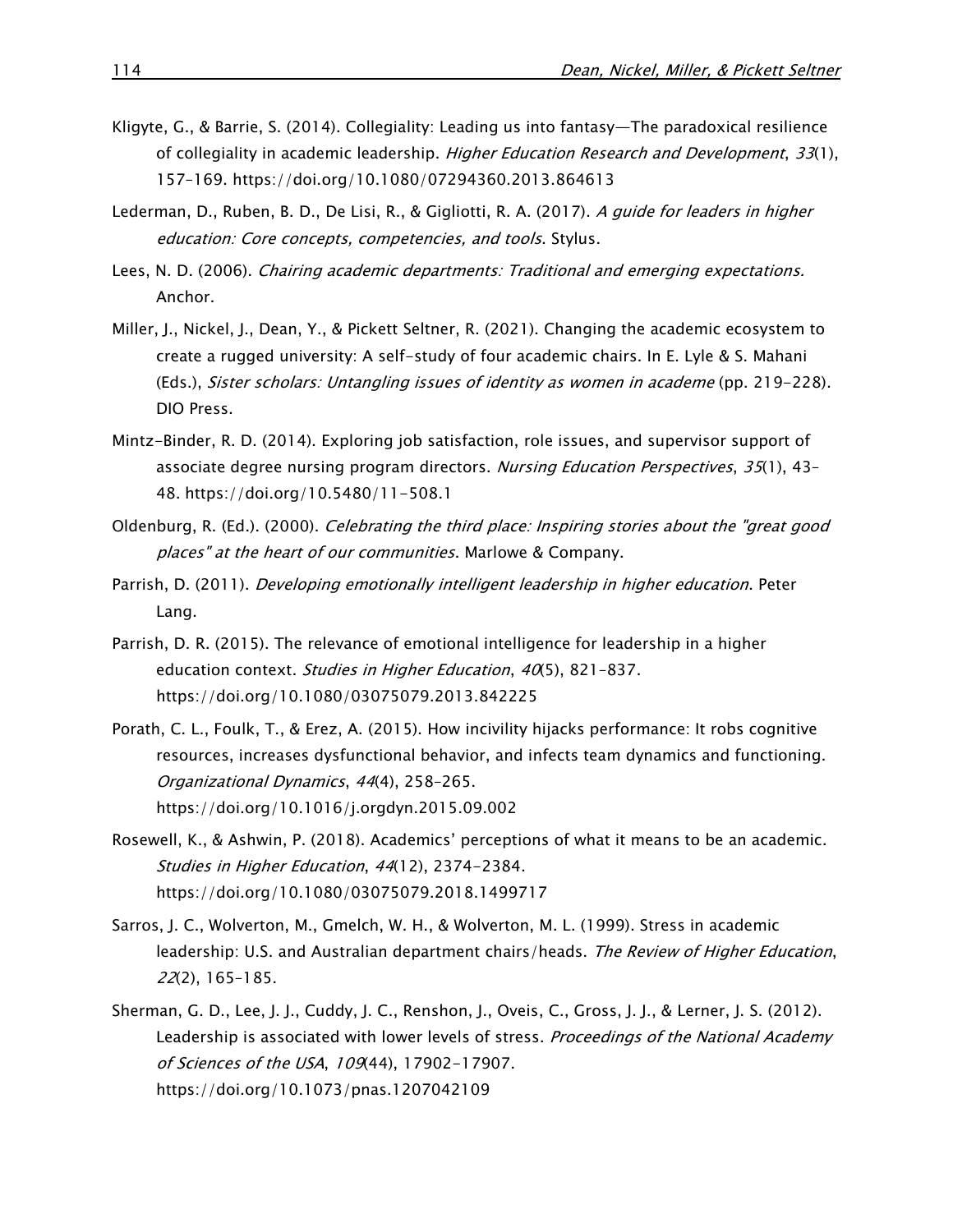Kligyte, G., & Barrie, S. (2014). Collegiality: Leading us into fantasy—The paradoxical resilience of collegiality in academic leadership. *Higher Education Research and Development*, *33*(1), 157–169. https://doi.org/10.1080/07294360.2013.864613

Lederman, D., Ruben, B. D., De Lisi, R., & Gigliotti, R. A. (2017). *A guide for leaders in higher education: Core concepts, competencies, and tools*. Stylus.

Lees, N. D. (2006). *Chairing academic departments: Traditional and emerging expectations.* Anchor.

Miller, J., Nickel, J., Dean, Y., & Pickett Seltner, R. (2021). Changing the academic ecosystem to create a rugged university: A self-study of four academic chairs. In E. Lyle & S. Mahani (Eds.), *Sister scholars: Untangling issues of identity as women in academe* (pp. 219-228). DIO Press.

Mintz-Binder, R. D. (2014). Exploring job satisfaction, role issues, and supervisor support of associate degree nursing program directors. *Nursing Education Perspectives*, *35*(1), 43–48. https://doi.org/10.5480/11-508.1

Oldenburg, R. (Ed.). (2000). *Celebrating the third place: Inspiring stories about the "great good places" at the heart of our communities*. Marlowe & Company.

Parrish, D. (2011). *Developing emotionally intelligent leadership in higher education*. Peter Lang.

Parrish, D. R. (2015). The relevance of emotional intelligence for leadership in a higher education context. *Studies in Higher Education*, *40*(5), 821–837. https://doi.org/10.1080/03075079.2013.842225

Porath, C. L., Foulk, T., & Erez, A. (2015). How incivility hijacks performance: It robs cognitive resources, increases dysfunctional behavior, and infects team dynamics and functioning. *Organizational Dynamics*, *44*(4), 258–265. https://doi.org/10.1016/j.orgdyn.2015.09.002

Rosewell, K., & Ashwin, P. (2018). Academics' perceptions of what it means to be an academic. *Studies in Higher Education*, *44*(12), 2374-2384. https://doi.org/10.1080/03075079.2018.1499717

Sarros, J. C., Wolverton, M., Gmelch, W. H., & Wolverton, M. L. (1999). Stress in academic leadership: U.S. and Australian department chairs/heads. *The Review of Higher Education*, *22*(2), 165–185.

Sherman, G. D., Lee, J. J., Cuddy, J. C., Renshon, J., Oveis, C., Gross, J. J., & Lerner, J. S. (2012). Leadership is associated with lower levels of stress. *Proceedings of the National Academy of Sciences of the USA*, *109*(44), 17902-17907. https://doi.org/10.1073/pnas.1207042109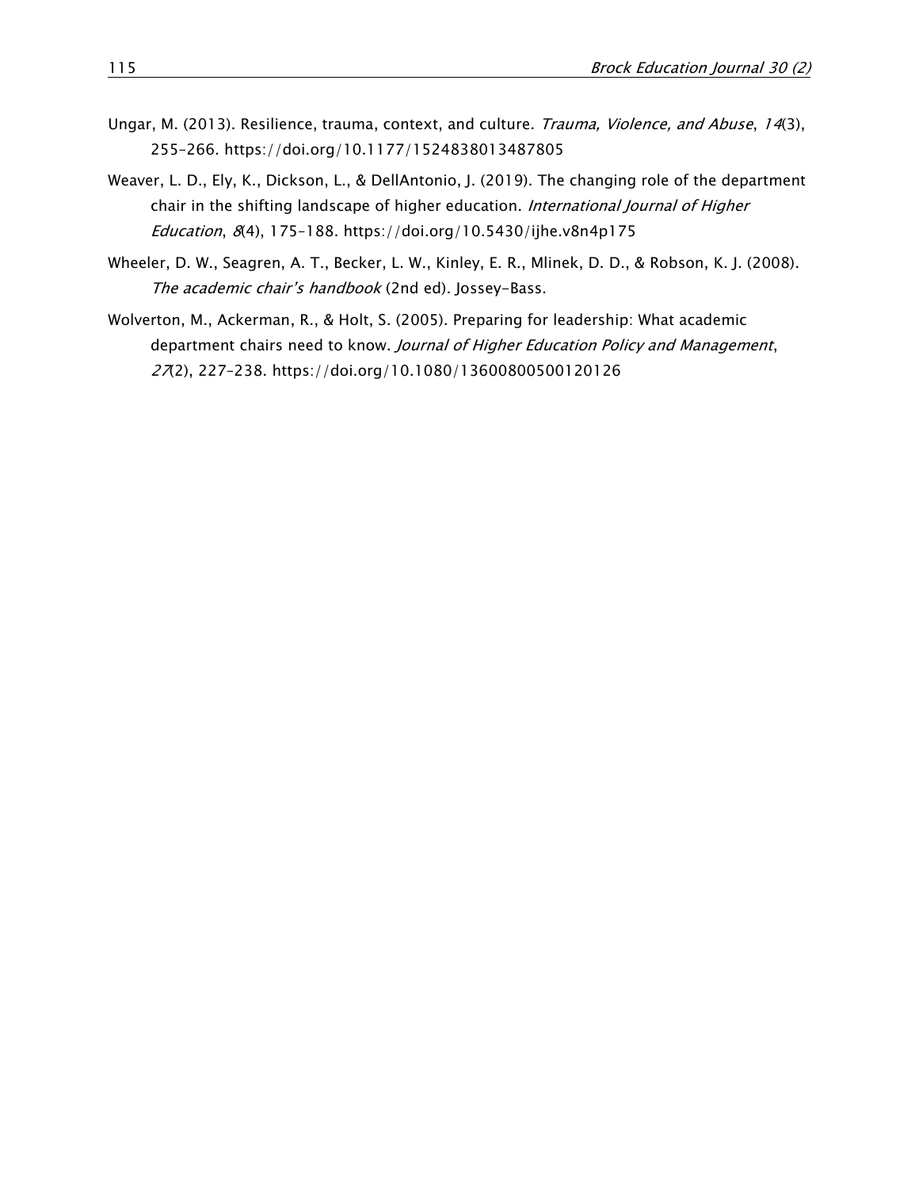Ungar, M. (2013). Resilience, trauma, context, and culture. *Trauma, Violence, and Abuse*, *14*(3), 255–266. https://doi.org/10.1177/1524838013487805

Weaver, L. D., Ely, K., Dickson, L., & DellAntonio, J. (2019). The changing role of the department chair in the shifting landscape of higher education. *International Journal of Higher Education*, *8*(4), 175–188. https://doi.org/10.5430/ijhe.v8n4p175

Wheeler, D. W., Seagren, A. T., Becker, L. W., Kinley, E. R., Mlinek, D. D., & Robson, K. J. (2008). *The academic chair's handbook* (2nd ed). Jossey-Bass.

Wolverton, M., Ackerman, R., & Holt, S. (2005). Preparing for leadership: What academic department chairs need to know. *Journal of Higher Education Policy and Management*, *27*(2), 227–238. https://doi.org/10.1080/13600800500120126